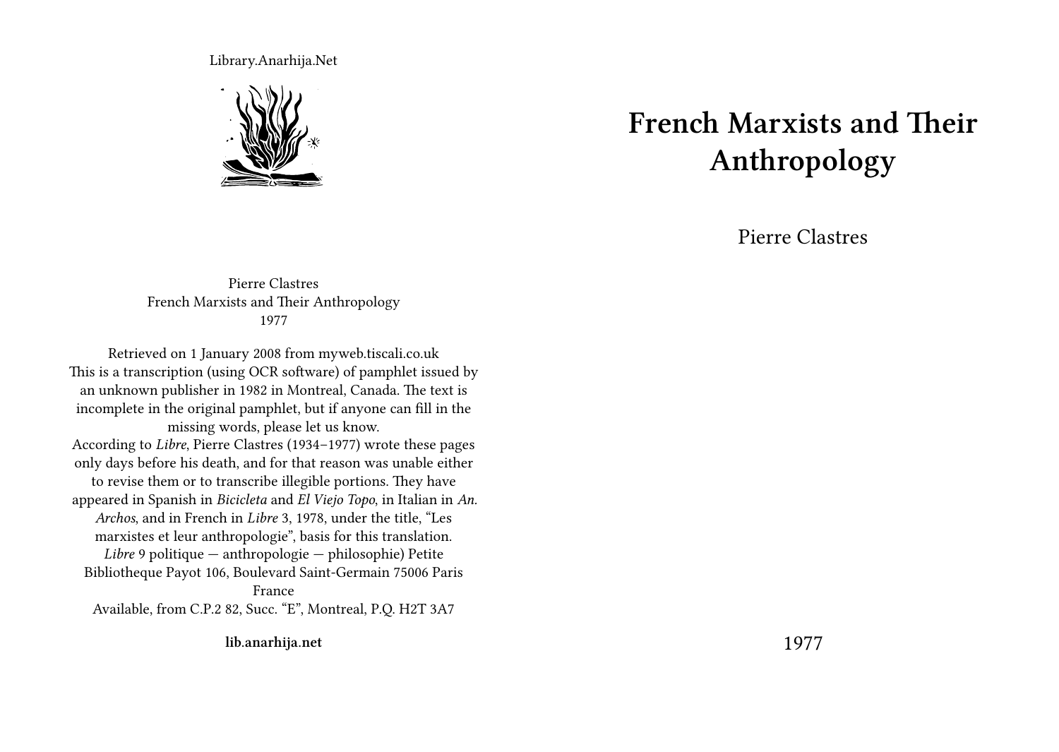Library.Anarhija.Net

Pierre Clastres
French Marxists and Their Anthropology
1977

Retrieved on 1 January 2008 from myweb.tiscali.co.uk
This is a transcription (using OCR software) of pamphlet issued by an unknown publisher in 1982 in Montreal, Canada. The text is incomplete in the original pamphlet, but if anyone can fill in the missing words, please let us know.
According to *Libre*, Pierre Clastres (1934–1977) wrote these pages only days before his death, and for that reason was unable either to revise them or to transcribe illegible portions. They have appeared in Spanish in *Bicicleta* and *El Viejo Topo*, in Italian in *An. Archos*, and in French in *Libre* 3, 1978, under the title, "Les marxistes et leur anthropologie", basis for this translation.
*Libre* 9 politique — anthropologie — philosophie) Petite Bibliotheque Payot 106, Boulevard Saint-Germain 75006 Paris France
Available, from C.P.2 82, Succ. "E", Montreal, P.Q. H2T 3A7

**lib.anarhija.net**

# French Marxists and Their Anthropology

Pierre Clastres

1977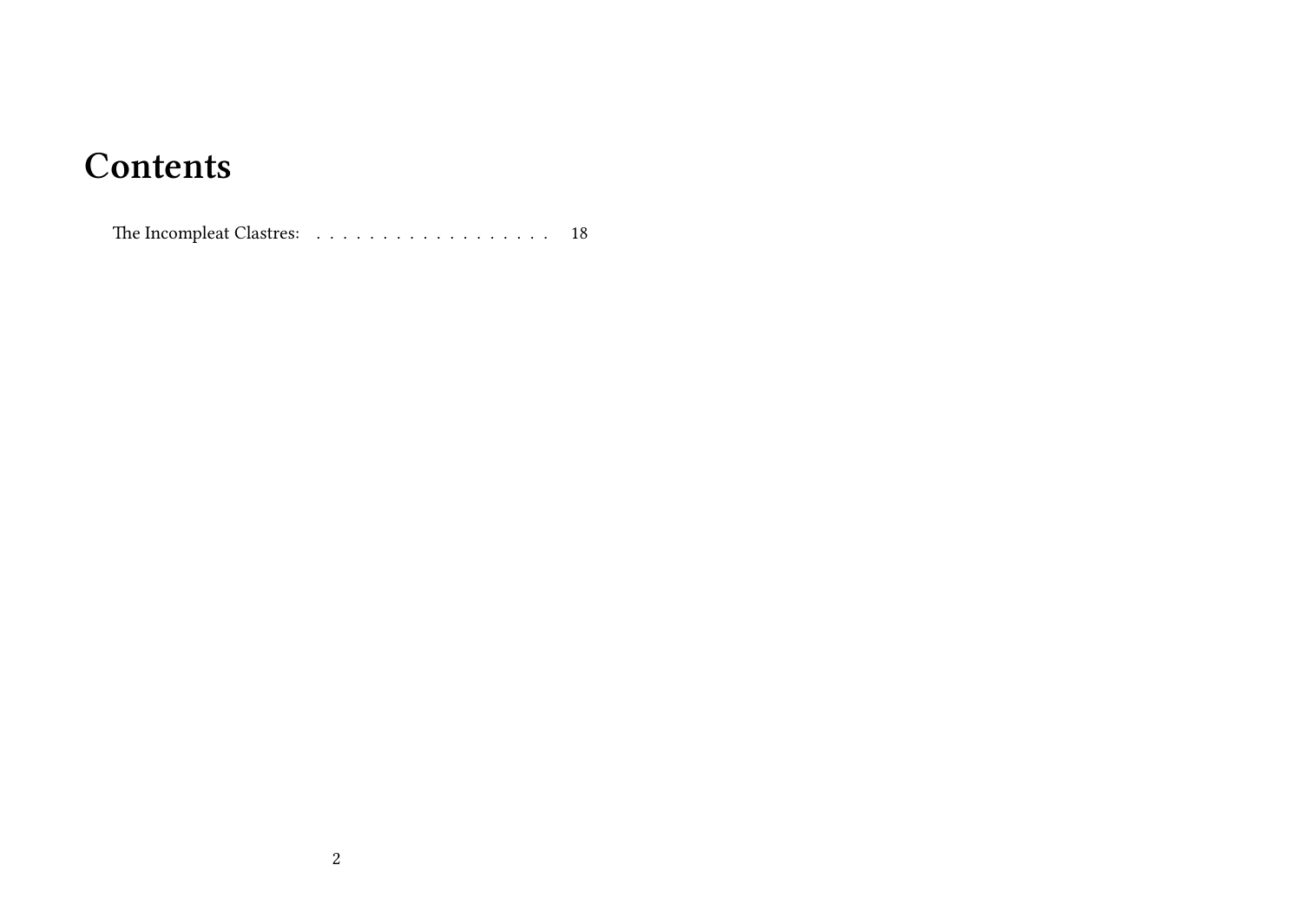# Contents

The Incompleat Clastres: . . . . . . . . . . . . . . . . . . . 18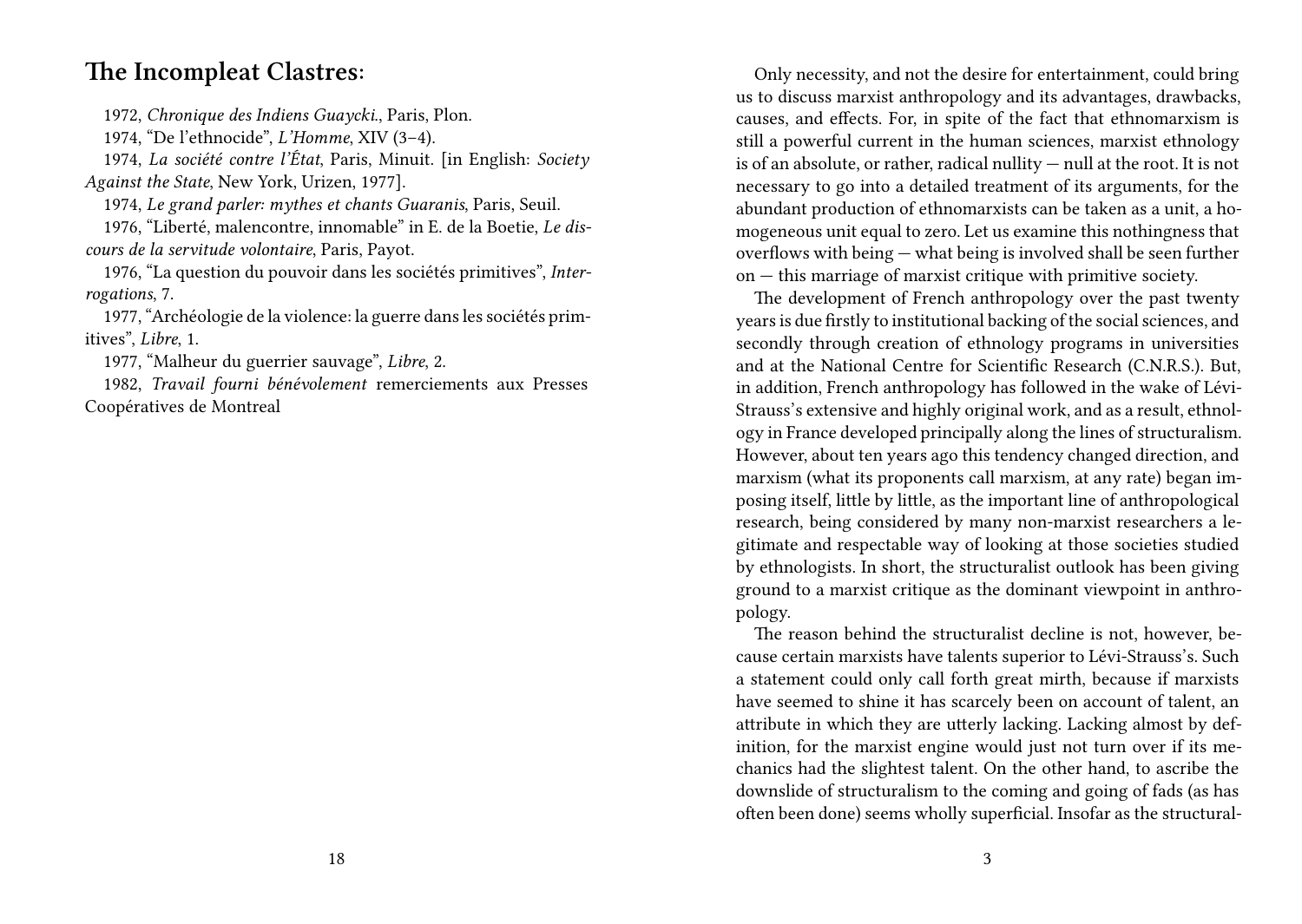## The Incompleat Clastres:

1972, *Chronique des Indiens Guaycki.*, Paris, Plon.

1974, "De l'ethnocide", *L'Homme*, XIV (3–4).

1974, *La société contre l'État*, Paris, Minuit. [in English: *Society Against the State*, New York, Urizen, 1977].

1974, *Le grand parler: mythes et chants Guaranis*, Paris, Seuil.

1976, "Liberté, malencontre, innomable" in E. de la Boetie, *Le discours de la servitude volontaire*, Paris, Payot.

1976, "La question du pouvoir dans les sociétés primitives", *Interrogations*, 7.

1977, "Archéologie de la violence: la guerre dans les sociétés primitives", *Libre*, 1.

1977, "Malheur du guerrier sauvage", *Libre*, 2.

1982, *Travail fourni bénévolement* remerciements aux Presses Coopératives de Montreal

Only necessity, and not the desire for entertainment, could bring us to discuss marxist anthropology and its advantages, drawbacks, causes, and effects. For, in spite of the fact that ethnomarxism is still a powerful current in the human sciences, marxist ethnology is of an absolute, or rather, radical nullity — null at the root. It is not necessary to go into a detailed treatment of its arguments, for the abundant production of ethnomarxists can be taken as a unit, a homogeneous unit equal to zero. Let us examine this nothingness that overflows with being — what being is involved shall be seen further on — this marriage of marxist critique with primitive society.

The development of French anthropology over the past twenty years is due firstly to institutional backing of the social sciences, and secondly through creation of ethnology programs in universities and at the National Centre for Scientific Research (C.N.R.S.). But, in addition, French anthropology has followed in the wake of Lévi-Strauss's extensive and highly original work, and as a result, ethnology in France developed principally along the lines of structuralism. However, about ten years ago this tendency changed direction, and marxism (what its proponents call marxism, at any rate) began imposing itself, little by little, as the important line of anthropological research, being considered by many non-marxist researchers a legitimate and respectable way of looking at those societies studied by ethnologists. In short, the structuralist outlook has been giving ground to a marxist critique as the dominant viewpoint in anthropology.

The reason behind the structuralist decline is not, however, because certain marxists have talents superior to Lévi-Strauss's. Such a statement could only call forth great mirth, because if marxists have seemed to shine it has scarcely been on account of talent, an attribute in which they are utterly lacking. Lacking almost by definition, for the marxist engine would just not turn over if its mechanics had the slightest talent. On the other hand, to ascribe the downslide of structuralism to the coming and going of fads (as has often been done) seems wholly superficial. Insofar as the structural-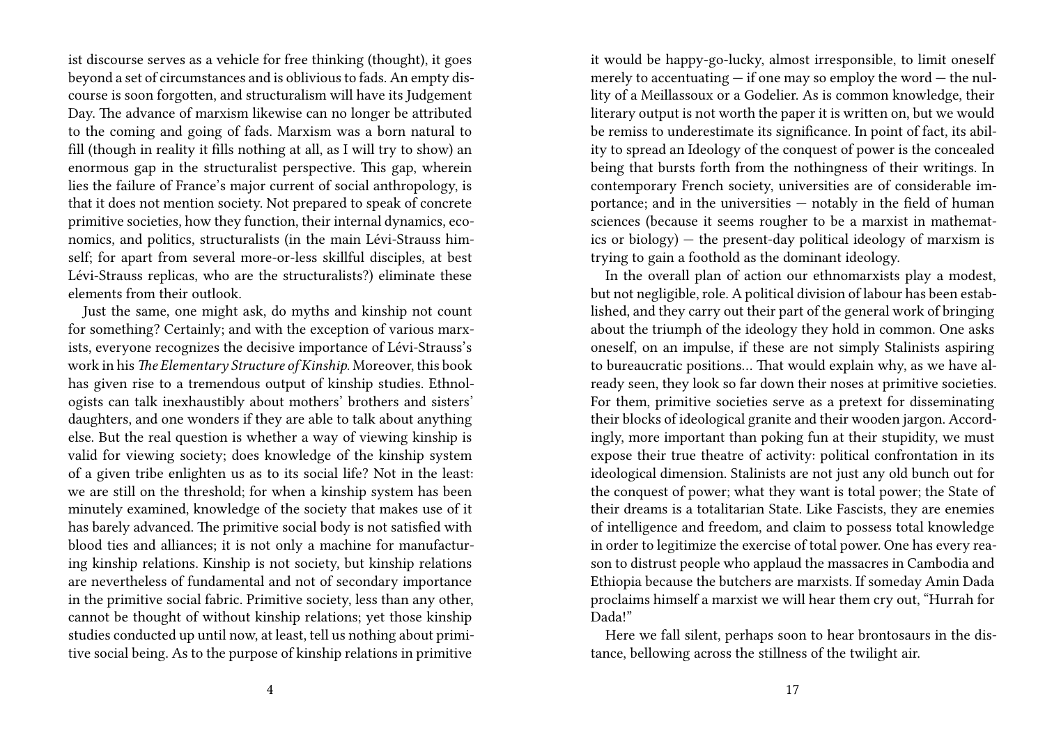ist discourse serves as a vehicle for free thinking (thought), it goes beyond a set of circumstances and is oblivious to fads. An empty discourse is soon forgotten, and structuralism will have its Judgement Day. The advance of marxism likewise can no longer be attributed to the coming and going of fads. Marxism was a born natural to fill (though in reality it fills nothing at all, as I will try to show) an enormous gap in the structuralist perspective. This gap, wherein lies the failure of France's major current of social anthropology, is that it does not mention society. Not prepared to speak of concrete primitive societies, how they function, their internal dynamics, economics, and politics, structuralists (in the main Lévi-Strauss himself; for apart from several more-or-less skillful disciples, at best Lévi-Strauss replicas, who are the structuralists?) eliminate these elements from their outlook.

Just the same, one might ask, do myths and kinship not count for something? Certainly; and with the exception of various marxists, everyone recognizes the decisive importance of Lévi-Strauss's work in his *The Elementary Structure of Kinship*. Moreover, this book has given rise to a tremendous output of kinship studies. Ethnologists can talk inexhaustibly about mothers' brothers and sisters' daughters, and one wonders if they are able to talk about anything else. But the real question is whether a way of viewing kinship is valid for viewing society; does knowledge of the kinship system of a given tribe enlighten us as to its social life? Not in the least: we are still on the threshold; for when a kinship system has been minutely examined, knowledge of the society that makes use of it has barely advanced. The primitive social body is not satisfied with blood ties and alliances; it is not only a machine for manufacturing kinship relations. Kinship is not society, but kinship relations are nevertheless of fundamental and not of secondary importance in the primitive social fabric. Primitive society, less than any other, cannot be thought of without kinship relations; yet those kinship studies conducted up until now, at least, tell us nothing about primitive social being. As to the purpose of kinship relations in primitive

it would be happy-go-lucky, almost irresponsible, to limit oneself merely to accentuating — if one may so employ the word — the nullity of a Meillassoux or a Godelier. As is common knowledge, their literary output is not worth the paper it is written on, but we would be remiss to underestimate its significance. In point of fact, its ability to spread an Ideology of the conquest of power is the concealed being that bursts forth from the nothingness of their writings. In contemporary French society, universities are of considerable importance; and in the universities — notably in the field of human sciences (because it seems rougher to be a marxist in mathematics or biology) — the present-day political ideology of marxism is trying to gain a foothold as the dominant ideology.

In the overall plan of action our ethnomarxists play a modest, but not negligible, role. A political division of labour has been established, and they carry out their part of the general work of bringing about the triumph of the ideology they hold in common. One asks oneself, on an impulse, if these are not simply Stalinists aspiring to bureaucratic positions… That would explain why, as we have already seen, they look so far down their noses at primitive societies. For them, primitive societies serve as a pretext for disseminating their blocks of ideological granite and their wooden jargon. Accordingly, more important than poking fun at their stupidity, we must expose their true theatre of activity: political confrontation in its ideological dimension. Stalinists are not just any old bunch out for the conquest of power; what they want is total power; the State of their dreams is a totalitarian State. Like Fascists, they are enemies of intelligence and freedom, and claim to possess total knowledge in order to legitimize the exercise of total power. One has every reason to distrust people who applaud the massacres in Cambodia and Ethiopia because the butchers are marxists. If someday Amin Dada proclaims himself a marxist we will hear them cry out, "Hurrah for Dada!"

Here we fall silent, perhaps soon to hear brontosaurs in the distance, bellowing across the stillness of the twilight air.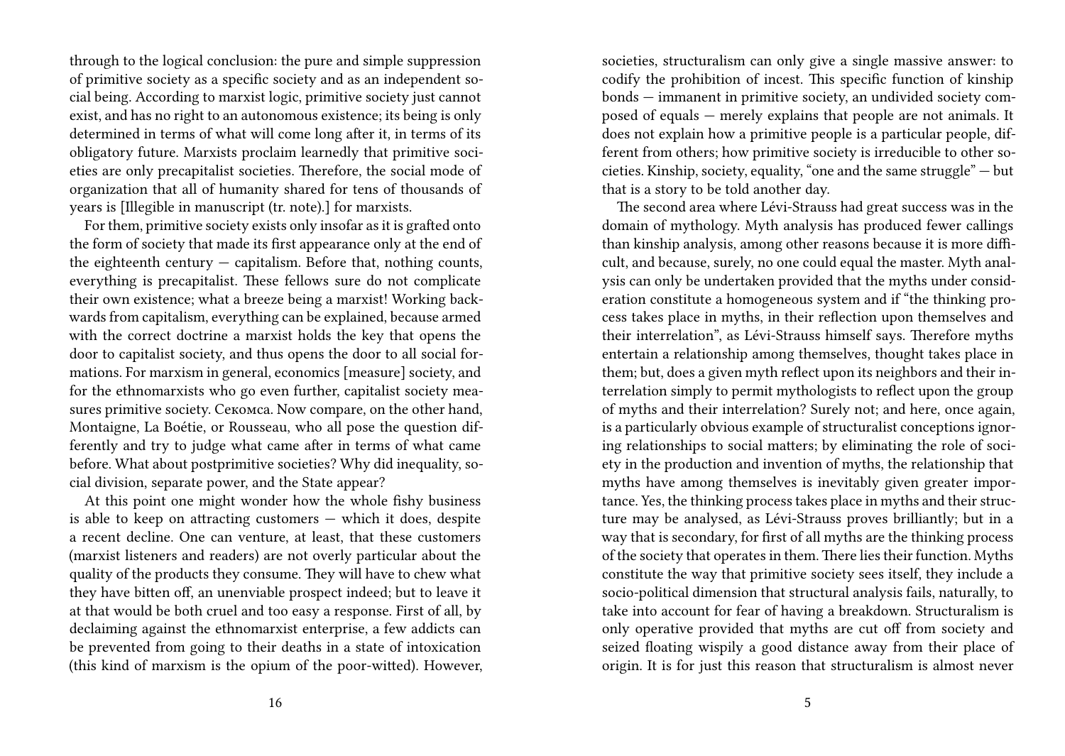through to the logical conclusion: the pure and simple suppression of primitive society as a specific society and as an independent social being. According to marxist logic, primitive society just cannot exist, and has no right to an autonomous existence; its being is only determined in terms of what will come long after it, in terms of its obligatory future. Marxists proclaim learnedly that primitive societies are only precapitalist societies. Therefore, the social mode of organization that all of humanity shared for tens of thousands of years is [Illegible in manuscript (tr. note).] for marxists.

For them, primitive society exists only insofar as it is grafted onto the form of society that made its first appearance only at the end of the eighteenth century — capitalism. Before that, nothing counts, everything is precapitalist. These fellows sure do not complicate their own existence; what a breeze being a marxist! Working backwards from capitalism, everything can be explained, because armed with the correct doctrine a marxist holds the key that opens the door to capitalist society, and thus opens the door to all social formations. For marxism in general, economics [measure] society, and for the ethnomarxists who go even further, capitalist society measures primitive society. Секомса. Now compare, on the other hand, Montaigne, La Boétie, or Rousseau, who all pose the question differently and try to judge what came after in terms of what came before. What about postprimitive societies? Why did inequality, social division, separate power, and the State appear?

At this point one might wonder how the whole fishy business is able to keep on attracting customers — which it does, despite a recent decline. One can venture, at least, that these customers (marxist listeners and readers) are not overly particular about the quality of the products they consume. They will have to chew what they have bitten off, an unenviable prospect indeed; but to leave it at that would be both cruel and too easy a response. First of all, by declaiming against the ethnomarxist enterprise, a few addicts can be prevented from going to their deaths in a state of intoxication (this kind of marxism is the opium of the poor-witted). However,

societies, structuralism can only give a single massive answer: to codify the prohibition of incest. This specific function of kinship bonds — immanent in primitive society, an undivided society composed of equals — merely explains that people are not animals. It does not explain how a primitive people is a particular people, different from others; how primitive society is irreducible to other societies. Kinship, society, equality, "one and the same struggle" — but that is a story to be told another day.

The second area where Lévi-Strauss had great success was in the domain of mythology. Myth analysis has produced fewer callings than kinship analysis, among other reasons because it is more difficult, and because, surely, no one could equal the master. Myth analysis can only be undertaken provided that the myths under consideration constitute a homogeneous system and if "the thinking process takes place in myths, in their reflection upon themselves and their interrelation", as Lévi-Strauss himself says. Therefore myths entertain a relationship among themselves, thought takes place in them; but, does a given myth reflect upon its neighbors and their interrelation simply to permit mythologists to reflect upon the group of myths and their interrelation? Surely not; and here, once again, is a particularly obvious example of structuralist conceptions ignoring relationships to social matters; by eliminating the role of society in the production and invention of myths, the relationship that myths have among themselves is inevitably given greater importance. Yes, the thinking process takes place in myths and their structure may be analysed, as Lévi-Strauss proves brilliantly; but in a way that is secondary, for first of all myths are the thinking process of the society that operates in them. There lies their function. Myths constitute the way that primitive society sees itself, they include a socio-political dimension that structural analysis fails, naturally, to take into account for fear of having a breakdown. Structuralism is only operative provided that myths are cut off from society and seized floating wispily a good distance away from their place of origin. It is for just this reason that structuralism is almost never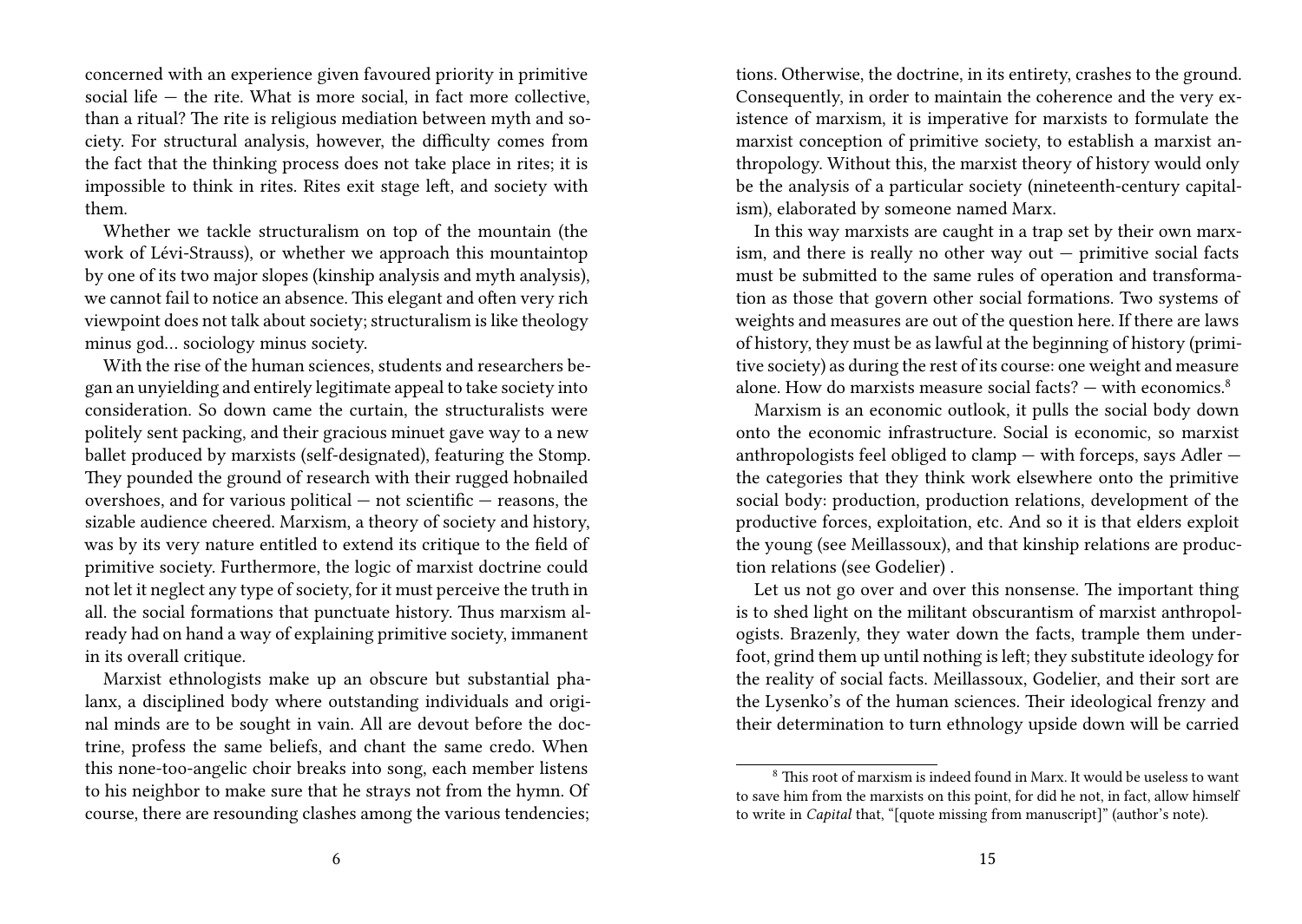concerned with an experience given favoured priority in primitive social life — the rite. What is more social, in fact more collective, than a ritual? The rite is religious mediation between myth and society. For structural analysis, however, the difficulty comes from the fact that the thinking process does not take place in rites; it is impossible to think in rites. Rites exit stage left, and society with them.

Whether we tackle structuralism on top of the mountain (the work of Lévi-Strauss), or whether we approach this mountaintop by one of its two major slopes (kinship analysis and myth analysis), we cannot fail to notice an absence. This elegant and often very rich viewpoint does not talk about society; structuralism is like theology minus god… sociology minus society.

With the rise of the human sciences, students and researchers began an unyielding and entirely legitimate appeal to take society into consideration. So down came the curtain, the structuralists were politely sent packing, and their gracious minuet gave way to a new ballet produced by marxists (self-designated), featuring the Stomp. They pounded the ground of research with their rugged hobnailed overshoes, and for various political — not scientific — reasons, the sizable audience cheered. Marxism, a theory of society and history, was by its very nature entitled to extend its critique to the field of primitive society. Furthermore, the logic of marxist doctrine could not let it neglect any type of society, for it must perceive the truth in all. the social formations that punctuate history. Thus marxism already had on hand a way of explaining primitive society, immanent in its overall critique.

Marxist ethnologists make up an obscure but substantial phalanx, a disciplined body where outstanding individuals and original minds are to be sought in vain. All are devout before the doctrine, profess the same beliefs, and chant the same credo. When this none-too-angelic choir breaks into song, each member listens to his neighbor to make sure that he strays not from the hymn. Of course, there are resounding clashes among the various tendencies;

tions. Otherwise, the doctrine, in its entirety, crashes to the ground. Consequently, in order to maintain the coherence and the very existence of marxism, it is imperative for marxists to formulate the marxist conception of primitive society, to establish a marxist anthropology. Without this, the marxist theory of history would only be the analysis of a particular society (nineteenth-century capitalism), elaborated by someone named Marx.

In this way marxists are caught in a trap set by their own marxism, and there is really no other way out — primitive social facts must be submitted to the same rules of operation and transformation as those that govern other social formations. Two systems of weights and measures are out of the question here. If there are laws of history, they must be as lawful at the beginning of history (primitive society) as during the rest of its course: one weight and measure alone. How do marxists measure social facts? — with economics.[8]

Marxism is an economic outlook, it pulls the social body down onto the economic infrastructure. Social is economic, so marxist anthropologists feel obliged to clamp — with forceps, says Adler — the categories that they think work elsewhere onto the primitive social body: production, production relations, development of the productive forces, exploitation, etc. And so it is that elders exploit the young (see Meillassoux), and that kinship relations are production relations (see Godelier) .

Let us not go over and over this nonsense. The important thing is to shed light on the militant obscurantism of marxist anthropologists. Brazenly, they water down the facts, trample them underfoot, grind them up until nothing is left; they substitute ideology for the reality of social facts. Meillassoux, Godelier, and their sort are the Lysenko's of the human sciences. Their ideological frenzy and their determination to turn ethnology upside down will be carried

[8] This root of marxism is indeed found in Marx. It would be useless to want to save him from the marxists on this point, for did he not, in fact, allow himself to write in *Capital* that, "[quote missing from manuscript]" (author's note).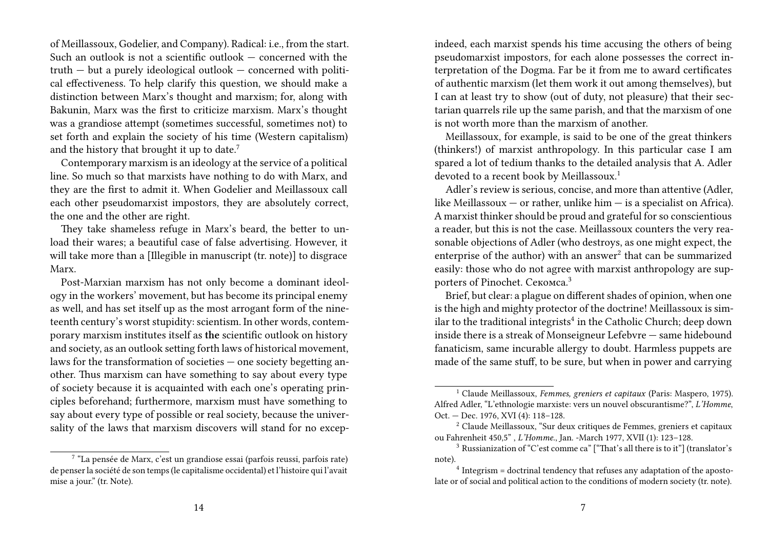of Meillassoux, Godelier, and Company). Radical: i.e., from the start. Such an outlook is not a scientific outlook — concerned with the truth — but a purely ideological outlook — concerned with political effectiveness. To help clarify this question, we should make a distinction between Marx's thought and marxism; for, along with Bakunin, Marx was the first to criticize marxism. Marx's thought was a grandiose attempt (sometimes successful, sometimes not) to set forth and explain the society of his time (Western capitalism) and the history that brought it up to date.[7]

Contemporary marxism is an ideology at the service of a political line. So much so that marxists have nothing to do with Marx, and they are the first to admit it. When Godelier and Meillassoux call each other pseudomarxist impostors, they are absolutely correct, the one and the other are right.

They take shameless refuge in Marx's beard, the better to unload their wares; a beautiful case of false advertising. However, it will take more than a [Illegible in manuscript (tr. note)] to disgrace Marx.

Post-Marxian marxism has not only become a dominant ideology in the workers' movement, but has become its principal enemy as well, and has set itself up as the most arrogant form of the nineteenth century's worst stupidity: scientism. In other words, contemporary marxism institutes itself as **the** scientific outlook on history and society, as an outlook setting forth laws of historical movement, laws for the transformation of societies — one society begetting another. Thus marxism can have something to say about every type of society because it is acquainted with each one's operating principles beforehand; furthermore, marxism must have something to say about every type of possible or real society, because the universality of the laws that marxism discovers will stand for no excep-

[7] "La pensée de Marx, c'est un grandiose essai (parfois reussi, parfois rate) de penser la société de son temps (le capitalisme occidental) et l'histoire qui l'avait mise a jour." (tr. Note).

indeed, each marxist spends his time accusing the others of being pseudomarxist impostors, for each alone possesses the correct interpretation of the Dogma. Far be it from me to award certificates of authentic marxism (let them work it out among themselves), but I can at least try to show (out of duty, not pleasure) that their sectarian quarrels rile up the same parish, and that the marxism of one is not worth more than the marxism of another.

Meillassoux, for example, is said to be one of the great thinkers (thinkers!) of marxist anthropology. In this particular case I am spared a lot of tedium thanks to the detailed analysis that A. Adler devoted to a recent book by Meillassoux.[1]

Adler's review is serious, concise, and more than attentive (Adler, like Meillassoux — or rather, unlike him — is a specialist on Africa). A marxist thinker should be proud and grateful for so conscientious a reader, but this is not the case. Meillassoux counters the very reasonable objections of Adler (who destroys, as one might expect, the enterprise of the author) with an answer[2] that can be summarized easily: those who do not agree with marxist anthropology are supporters of Pinochet. Секомса.[3]

Brief, but clear: a plague on different shades of opinion, when one is the high and mighty protector of the doctrine! Meillassoux is similar to the traditional integrists[4] in the Catholic Church; deep down inside there is a streak of Monseigneur Lefebvre — same hidebound fanaticism, same incurable allergy to doubt. Harmless puppets are made of the same stuff, to be sure, but when in power and carrying

[1] Claude Meillassoux, *Femmes, greniers et capitaux* (Paris: Maspero, 1975). Alfred Adler, "L'ethnologie marxiste: vers un nouvel obscurantisme?", *L'Homme*, Oct. — Dec. 1976, XVI (4): 118–128.

[2] Claude Meillassoux, "Sur deux critiques de Femmes, greniers et capitaux ou Fahrenheit 450,5" , *L'Homme.*, Jan. -March 1977, XVII (1): 123–128.

[3] Russianization of "C'est comme ca" ["That's all there is to it"] (translator's note).

[4] Integrism = doctrinal tendency that refuses any adaptation of the apostolate or of social and political action to the conditions of modern society (tr. note).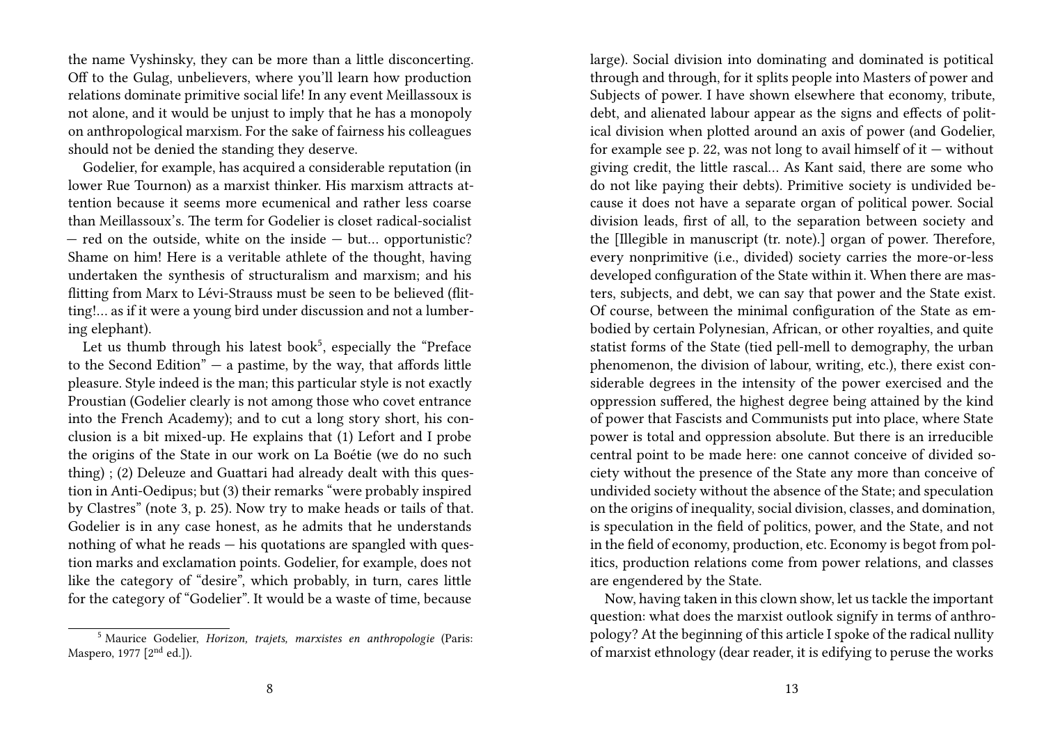the name Vyshinsky, they can be more than a little disconcerting. Off to the Gulag, unbelievers, where you'll learn how production relations dominate primitive social life! In any event Meillassoux is not alone, and it would be unjust to imply that he has a monopoly on anthropological marxism. For the sake of fairness his colleagues should not be denied the standing they deserve.

Godelier, for example, has acquired a considerable reputation (in lower Rue Tournon) as a marxist thinker. His marxism attracts attention because it seems more ecumenical and rather less coarse than Meillassoux's. The term for Godelier is closet radical-socialist — red on the outside, white on the inside — but… opportunistic? Shame on him! Here is a veritable athlete of the thought, having undertaken the synthesis of structuralism and marxism; and his flitting from Marx to Lévi-Strauss must be seen to be believed (flitting!… as if it were a young bird under discussion and not a lumbering elephant).

Let us thumb through his latest book[5], especially the "Preface to the Second Edition" — a pastime, by the way, that affords little pleasure. Style indeed is the man; this particular style is not exactly Proustian (Godelier clearly is not among those who covet entrance into the French Academy); and to cut a long story short, his conclusion is a bit mixed-up. He explains that (1) Lefort and I probe the origins of the State in our work on La Boétie (we do no such thing) ; (2) Deleuze and Guattari had already dealt with this question in Anti-Oedipus; but (3) their remarks "were probably inspired by Clastres" (note 3, p. 25). Now try to make heads or tails of that. Godelier is in any case honest, as he admits that he understands nothing of what he reads — his quotations are spangled with question marks and exclamation points. Godelier, for example, does not like the category of "desire", which probably, in turn, cares little for the category of "Godelier". It would be a waste of time, because

[5] Maurice Godelier, *Horizon, trajets, marxistes en anthropologie* (Paris: Maspero, 1977 [2nd ed.]).

large). Social division into dominating and dominated is potitical through and through, for it splits people into Masters of power and Subjects of power. I have shown elsewhere that economy, tribute, debt, and alienated labour appear as the signs and effects of political division when plotted around an axis of power (and Godelier, for example see p. 22, was not long to avail himself of it — without giving credit, the little rascal… As Kant said, there are some who do not like paying their debts). Primitive society is undivided because it does not have a separate organ of political power. Social division leads, first of all, to the separation between society and the [Illegible in manuscript (tr. note).] organ of power. Therefore, every nonprimitive (i.e., divided) society carries the more-or-less developed configuration of the State within it. When there are masters, subjects, and debt, we can say that power and the State exist. Of course, between the minimal configuration of the State as embodied by certain Polynesian, African, or other royalties, and quite statist forms of the State (tied pell-mell to demography, the urban phenomenon, the division of labour, writing, etc.), there exist considerable degrees in the intensity of the power exercised and the oppression suffered, the highest degree being attained by the kind of power that Fascists and Communists put into place, where State power is total and oppression absolute. But there is an irreducible central point to be made here: one cannot conceive of divided society without the presence of the State any more than conceive of undivided society without the absence of the State; and speculation on the origins of inequality, social division, classes, and domination, is speculation in the field of politics, power, and the State, and not in the field of economy, production, etc. Economy is begot from politics, production relations come from power relations, and classes are engendered by the State.

Now, having taken in this clown show, let us tackle the important question: what does the marxist outlook signify in terms of anthropology? At the beginning of this article I spoke of the radical nullity of marxist ethnology (dear reader, it is edifying to peruse the works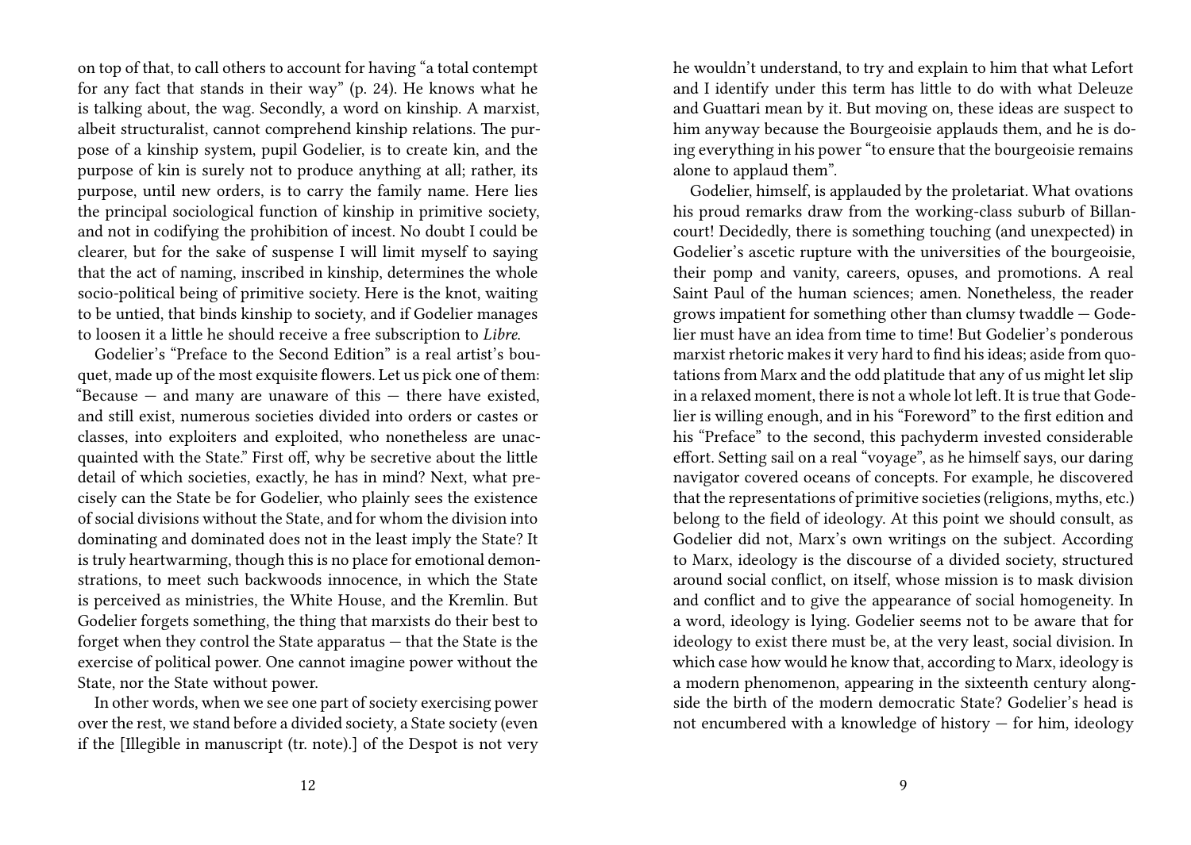on top of that, to call others to account for having "a total contempt for any fact that stands in their way" (p. 24). He knows what he is talking about, the wag. Secondly, a word on kinship. A marxist, albeit structuralist, cannot comprehend kinship relations. The purpose of a kinship system, pupil Godelier, is to create kin, and the purpose of kin is surely not to produce anything at all; rather, its purpose, until new orders, is to carry the family name. Here lies the principal sociological function of kinship in primitive society, and not in codifying the prohibition of incest. No doubt I could be clearer, but for the sake of suspense I will limit myself to saying that the act of naming, inscribed in kinship, determines the whole socio-political being of primitive society. Here is the knot, waiting to be untied, that binds kinship to society, and if Godelier manages to loosen it a little he should receive a free subscription to *Libre*.

Godelier's "Preface to the Second Edition" is a real artist's bouquet, made up of the most exquisite flowers. Let us pick one of them: "Because — and many are unaware of this — there have existed, and still exist, numerous societies divided into orders or castes or classes, into exploiters and exploited, who nonetheless are unacquainted with the State." First off, why be secretive about the little detail of which societies, exactly, he has in mind? Next, what precisely can the State be for Godelier, who plainly sees the existence of social divisions without the State, and for whom the division into dominating and dominated does not in the least imply the State? It is truly heartwarming, though this is no place for emotional demonstrations, to meet such backwoods innocence, in which the State is perceived as ministries, the White House, and the Kremlin. But Godelier forgets something, the thing that marxists do their best to forget when they control the State apparatus — that the State is the exercise of political power. One cannot imagine power without the State, nor the State without power.

In other words, when we see one part of society exercising power over the rest, we stand before a divided society, a State society (even if the [Illegible in manuscript (tr. note).] of the Despot is not very

he wouldn't understand, to try and explain to him that what Lefort and I identify under this term has little to do with what Deleuze and Guattari mean by it. But moving on, these ideas are suspect to him anyway because the Bourgeoisie applauds them, and he is doing everything in his power "to ensure that the bourgeoisie remains alone to applaud them".

Godelier, himself, is applauded by the proletariat. What ovations his proud remarks draw from the working-class suburb of Billancourt! Decidedly, there is something touching (and unexpected) in Godelier's ascetic rupture with the universities of the bourgeoisie, their pomp and vanity, careers, opuses, and promotions. A real Saint Paul of the human sciences; amen. Nonetheless, the reader grows impatient for something other than clumsy twaddle — Godelier must have an idea from time to time! But Godelier's ponderous marxist rhetoric makes it very hard to find his ideas; aside from quotations from Marx and the odd platitude that any of us might let slip in a relaxed moment, there is not a whole lot left. It is true that Godelier is willing enough, and in his "Foreword" to the first edition and his "Preface" to the second, this pachyderm invested considerable effort. Setting sail on a real "voyage", as he himself says, our daring navigator covered oceans of concepts. For example, he discovered that the representations of primitive societies (religions, myths, etc.) belong to the field of ideology. At this point we should consult, as Godelier did not, Marx's own writings on the subject. According to Marx, ideology is the discourse of a divided society, structured around social conflict, on itself, whose mission is to mask division and conflict and to give the appearance of social homogeneity. In a word, ideology is lying. Godelier seems not to be aware that for ideology to exist there must be, at the very least, social division. In which case how would he know that, according to Marx, ideology is a modern phenomenon, appearing in the sixteenth century alongside the birth of the modern democratic State? Godelier's head is not encumbered with a knowledge of history — for him, ideology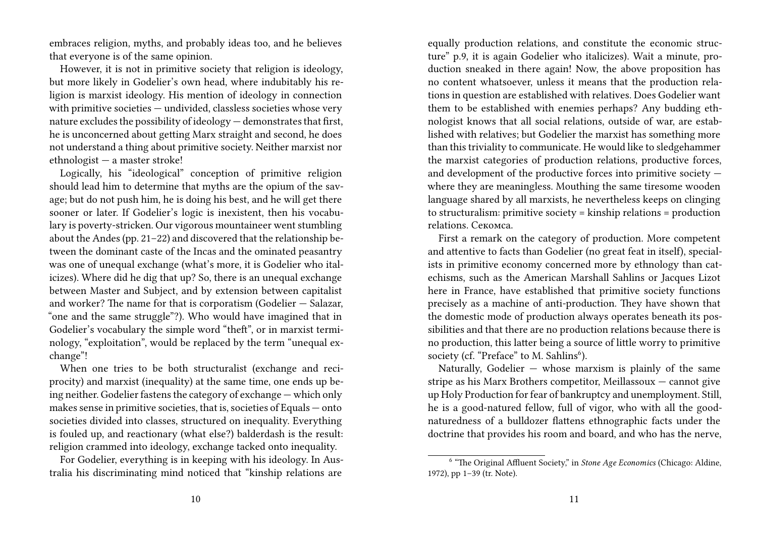embraces religion, myths, and probably ideas too, and he believes that everyone is of the same opinion.

However, it is not in primitive society that religion is ideology, but more likely in Godelier's own head, where indubitably his religion is marxist ideology. His mention of ideology in connection with primitive societies — undivided, classless societies whose very nature excludes the possibility of ideology — demonstrates that first, he is unconcerned about getting Marx straight and second, he does not understand a thing about primitive society. Neither marxist nor ethnologist — a master stroke!

Logically, his "ideological" conception of primitive religion should lead him to determine that myths are the opium of the savage; but do not push him, he is doing his best, and he will get there sooner or later. If Godelier's logic is inexistent, then his vocabulary is poverty-stricken. Our vigorous mountaineer went stumbling about the Andes (pp. 21–22) and discovered that the relationship between the dominant caste of the Incas and the ominated peasantry was one of unequal exchange (what's more, it is Godelier who italicizes). Where did he dig that up? So, there is an unequal exchange between Master and Subject, and by extension between capitalist and worker? The name for that is corporatism (Godelier — Salazar, "one and the same struggle"?). Who would have imagined that in Godelier's vocabulary the simple word "theft", or in marxist terminology, "exploitation", would be replaced by the term "unequal exchange"!

When one tries to be both structuralist (exchange and reciprocity) and marxist (inequality) at the same time, one ends up being neither. Godelier fastens the category of exchange — which only makes sense in primitive societies, that is, societies of Equals — onto societies divided into classes, structured on inequality. Everything is fouled up, and reactionary (what else?) balderdash is the result: religion crammed into ideology, exchange tacked onto inequality.

For Godelier, everything is in keeping with his ideology. In Australia his discriminating mind noticed that "kinship relations are equally production relations, and constitute the economic structure" p.9, it is again Godelier who italicizes). Wait a minute, production sneaked in there again! Now, the above proposition has no content whatsoever, unless it means that the production relations in question are established with relatives. Does Godelier want them to be established with enemies perhaps? Any budding ethnologist knows that all social relations, outside of war, are established with relatives; but Godelier the marxist has something more than this triviality to communicate. He would like to sledgehammer the marxist categories of production relations, productive forces, and development of the productive forces into primitive society — where they are meaningless. Mouthing the same tiresome wooden language shared by all marxists, he nevertheless keeps on clinging to structuralism: primitive society = kinship relations = production relations. Секомса.

First a remark on the category of production. More competent and attentive to facts than Godelier (no great feat in itself), specialists in primitive economy concerned more by ethnology than catechisms, such as the American Marshall Sahlins or Jacques Lizot here in France, have established that primitive society functions precisely as a machine of anti-production. They have shown that the domestic mode of production always operates beneath its possibilities and that there are no production relations because there is no production, this latter being a source of little worry to primitive society (cf. "Preface" to M. Sahlins[6]).

Naturally, Godelier — whose marxism is plainly of the same stripe as his Marx Brothers competitor, Meillassoux — cannot give up Holy Production for fear of bankruptcy and unemployment. Still, he is a good-natured fellow, full of vigor, who with all the good-naturedness of a bulldozer flattens ethnographic facts under the doctrine that provides his room and board, and who has the nerve,

[6] "The Original Affluent Society," in *Stone Age Economics* (Chicago: Aldine, 1972), pp 1–39 (tr. Note).